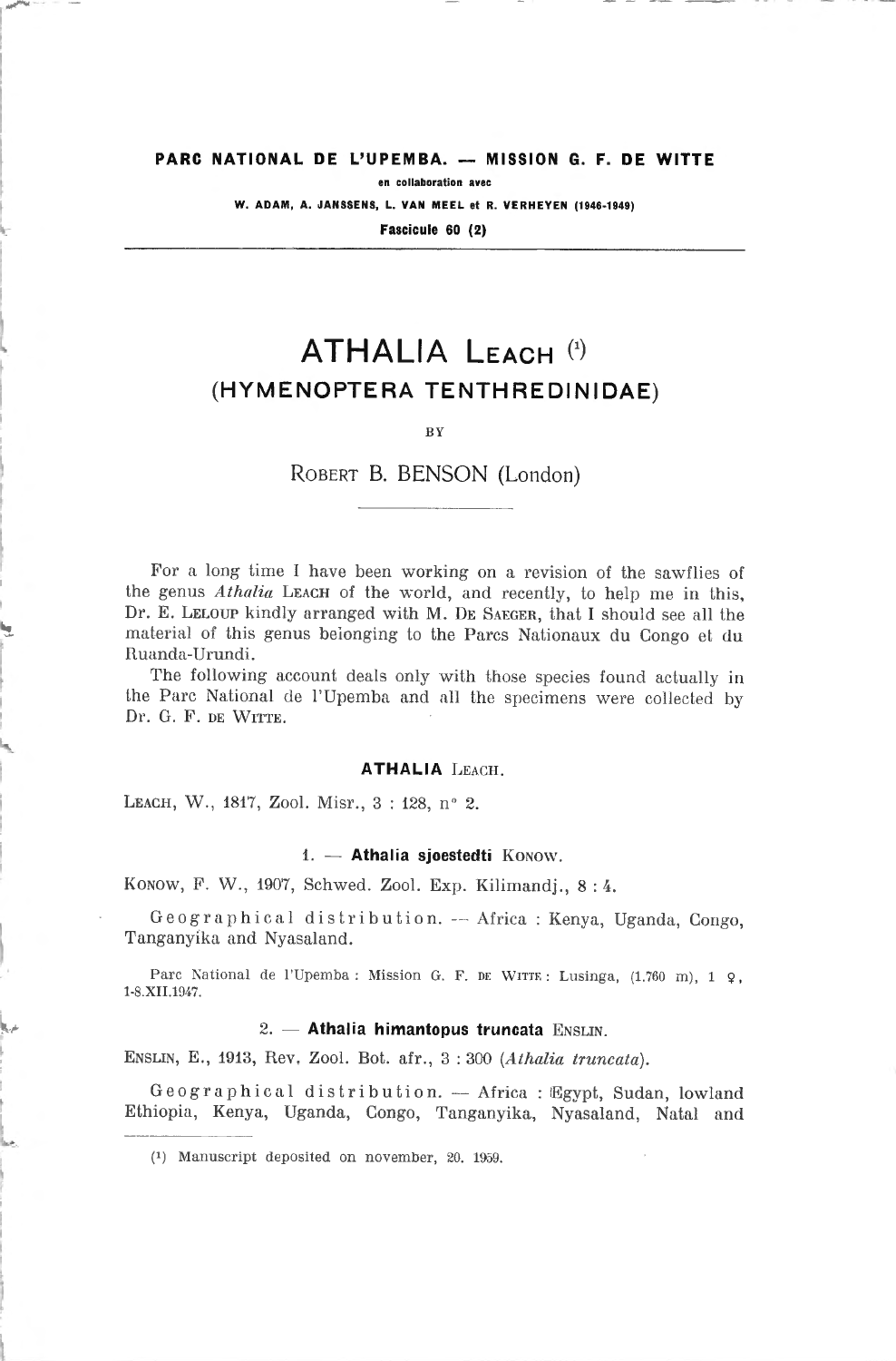**PARC NATIONAL DE L'UPEMBA. — MISSION G. F. DE WITTE**

**en collaboration avec**

**W. ADAM, A. JANSSENS, L. VAN MEEL et R. VERHEYEN (1946-1949)**

**Fascicule 60 (2)**

# ATHALIA LEACH [1]

## (HYMENOPTERA TENTHREDINIDAE)

BY

ROBERT B. BENSON (London)

For a long time I have been working on a revision of the sawflies of the genus *Athalia* LEACH of the world, and recently, to help me in this, Dr. E. LELOUP kindly arranged with M. DE SAEGER, that I should see all the material of this genus belonging to the Parcs Nationaux du Congo et du Ruanda-Urundi.

The following account deals only with those species found actually in the Parc National de l'Upemba and all the specimens were collected by Dr. G. F. DE WITTE.

### ATHALIA LEACH.

LEACH, W., 1817, Zool. Misr., 3 : 128, n° 2.

#### 1. — Athalia sjoestedti KONOW.

KONOW, F. W., 1907, Schwed. Zool. Exp. Kilimandj., 8 : 4.

Geographical distribution. — Africa : Kenya, Uganda, Congo, Tanganyika and Nyasaland.

Parc National de l'Upemba : Mission G. F. DE WITTE : Lusinga, (1.760 m), 1 ♀, 1-8.XII.1947.

#### 2. — Athalia himantopus truncata ENSLIN.

ENSLIN, E., 1913, Rev. Zool. Bot. afr., 3 : 300 (*Athalia truncata*).

Geographical distribution. — Africa : Egypt, Sudan, lowland Ethiopia, Kenya, Uganda, Congo, Tanganyika, Nyasaland, Natal and

---

[1] Manuscript deposited on november, 20. 1959.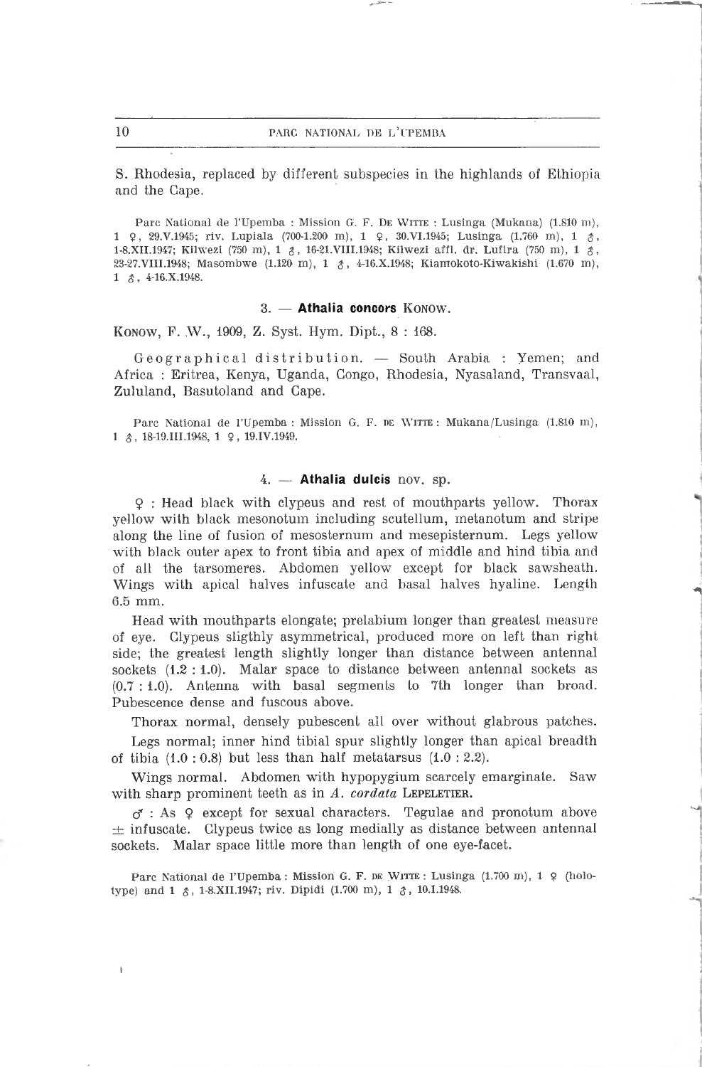S. Rhodesia, replaced by different subspecies in the highlands of Ethiopia and the Cape.

Parc National de l'Upemba : Mission G. F. DE WITTE : Lusinga (Mukana) (1.810 m), 1 ♀, 29.V.1945; riv. Lupiala (700-1.200 m), 1 ♀, 30.VI.1945; Lusinga (1.760 m), 1 ♂, 1-8.XII.1947; Kilwezi (750 m), 1 ♂, 16-21.VIII.1948; Kilwezi affl. dr. Lufira (750 m), 1 ♂, 23-27.VIII.1948; Masombwe (1.120 m), 1 ♂, 4-16.X.1948; Kiamokoto-Kiwakishi (1.670 m), 1 ♂, 4-16.X.1948.

### 3. — **Athalia concors** KONOW.

KONOW, F. W., 1909, Z. Syst. Hym. Dipt., 8 : 168.

Geographical distribution. — South Arabia : Yemen; and Africa : Eritrea, Kenya, Uganda, Congo, Rhodesia, Nyasaland, Transvaal, Zululand, Basutoland and Cape.

Parc National de l'Upemba : Mission G. F. DE WITTE : Mukana/Lusinga (1.810 m), 1 ♂, 18-19.III.1948, 1 ♀, 19.IV.1949.

### 4. — **Athalia dulcis** nov. sp.

♀ : Head black with clypeus and rest of mouthparts yellow. Thorax yellow with black mesonotum including scutellum, metanotum and stripe along the line of fusion of mesosternum and mesepisternum. Legs yellow with black outer apex to front tibia and apex of middle and hind tibia and of all the tarsomeres. Abdomen yellow except for black sawsheath. Wings with apical halves infuscate and basal halves hyaline. Length 6.5 mm.

Head with mouthparts elongate; prelabium longer than greatest measure of eye. Clypeus sligthly asymmetrical, produced more on left than right side; the greatest length slightly longer than distance between antennal sockets (1.2 : 1.0). Malar space to distance between antennal sockets as (0.7 : 1.0). Antenna with basal segments to 7th longer than broad. Pubescence dense and fuscous above.

Thorax normal, densely pubescent all over without glabrous patches.

Legs normal; inner hind tibial spur slightly longer than apical breadth of tibia (1.0 : 0.8) but less than half metatarsus (1.0 : 2.2).

Wings normal. Abdomen with hypopygium scarcely emarginate. Saw with sharp prominent teeth as in *A. cordata* LEPELETIER.

♂ : As ♀ except for sexual characters. Tegulae and pronotum above ± infuscate. Clypeus twice as long medially as distance between antennal sockets. Malar space little more than length of one eye-facet.

Parc National de l'Upemba : Mission G. F. DE WITTE : Lusinga (1.700 m), 1 ♀ (holotype) and 1 ♂, 1-8.XII.1947; riv. Dipidi (1.700 m), 1 ♂, 10.I.1948.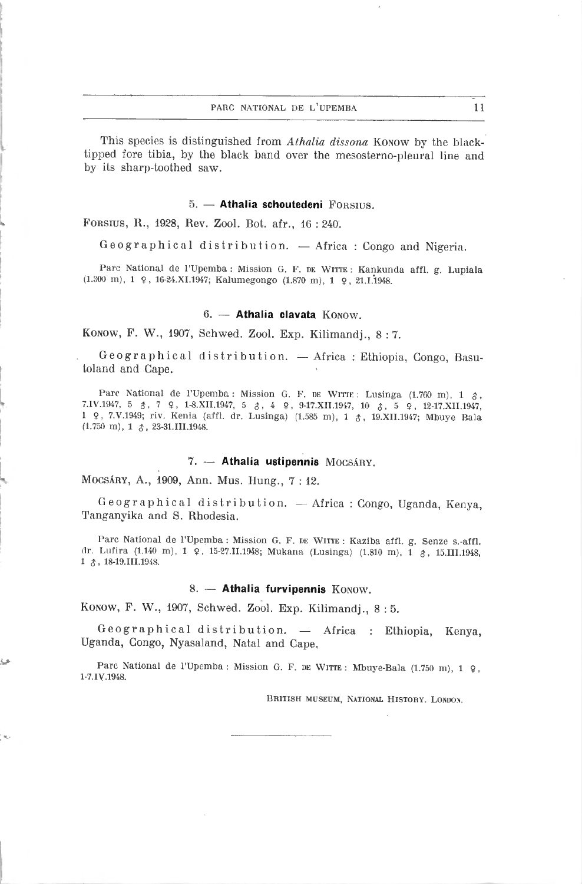This species is distinguished from *Athalia dissona* Konow by the black-tipped fore tibia, by the black band over the mesosterno-pleural line and by its sharp-toothed saw.

### 5. — **Athalia schoutedeni** Forsius.

Forsius, R., 1928, Rev. Zool. Bot. afr., 16 : 240.

Geographical distribution. — Africa : Congo and Nigeria.

Parc National de l'Upemba : Mission G. F. de Witte : Kankunda affl. g. Lupiala (1.300 m), 1 ♀, 16-24.XI.1947; Kalumegongo (1.870 m), 1 ♀, 21.I.1948.

### 6. — **Athalia clavata** Konow.

Konow, F. W., 1907, Schwed. Zool. Exp. Kilimandj., 8 : 7.

Geographical distribution. — Africa : Ethiopia, Congo, Basutoland and Cape.

Parc National de l'Upemba : Mission G. F. de Witte : Lusinga (1.760 m), 1 ♂, 7.IV.1947, 5 ♂, 7 ♀, 1-8.XII.1947, 5 ♂, 4 ♀, 9-17.XII.1947, 10 ♂, 5 ♀, 12-17.XII.1947, 1 ♀, 7.V.1949; riv. Kenia (affl. dr. Lusinga) (1.585 m), 1 ♂, 19.XII.1947; Mbuye Bala (1.750 m), 1 ♂, 23-31.III.1948.

### 7. — **Athalia ustipennis** Mocsáry.

Mocsáry, A., 1909, Ann. Mus. Hung., 7 : 12.

Geographical distribution. — Africa : Congo, Uganda, Kenya, Tanganyika and S. Rhodesia.

Parc National de l'Upemba : Mission G. F. de Witte : Kaziba affl. g. Senze s.-affl. dr. Lufira (1.140 m), 1 ♀, 15-27.II.1948; Mukana (Lusinga) (1.810 m), 1 ♂, 15.III.1948, 1 ♂, 18-19.III.1948.

### 8. — **Athalia furvipennis** Konow.

Konow, F. W., 1907, Schwed. Zool. Exp. Kilimandj., 8 : 5.

Geographical distribution. — Africa : Ethiopia, Kenya, Uganda, Congo, Nyasaland, Natal and Cape.

Parc National de l'Upemba : Mission G. F. de Witte : Mbuye-Bala (1.750 m), 1 ♀, 1-7.IV.1948.

British Museum, National History. London.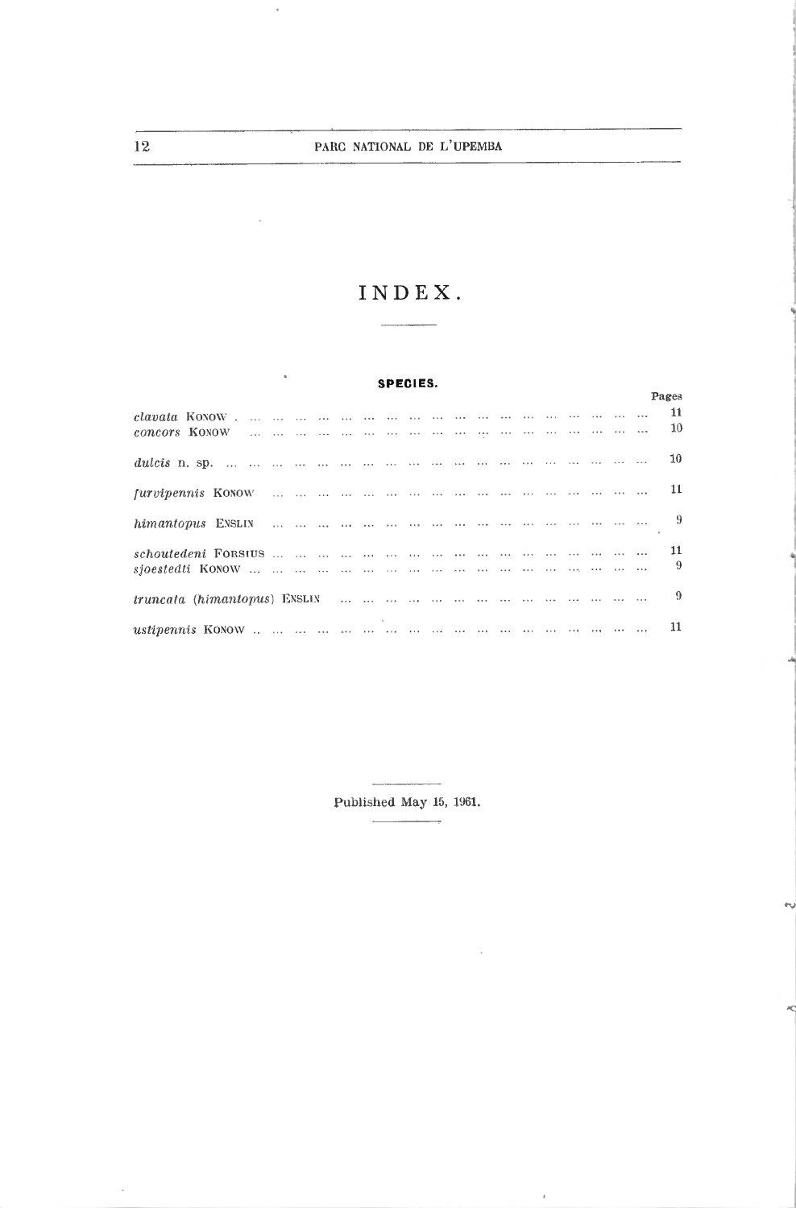# INDEX.

## SPECIES.

| | Pages |
|---|---|
| *clavata* Konow | 11 |
| *concors* Konow | 10 |
| *dulcis* n. sp. | 10 |
| *furvipennis* Konow | 11 |
| *himantopus* Enslin | 9 |
| *schoutedeni* Forsius | 11 |
| *sjoestedti* Konow | 9 |
| *truncata* (*himantopus*) Enslin | 9 |
| *ustipennis* Konow | 11 |

Published May 15, 1961.